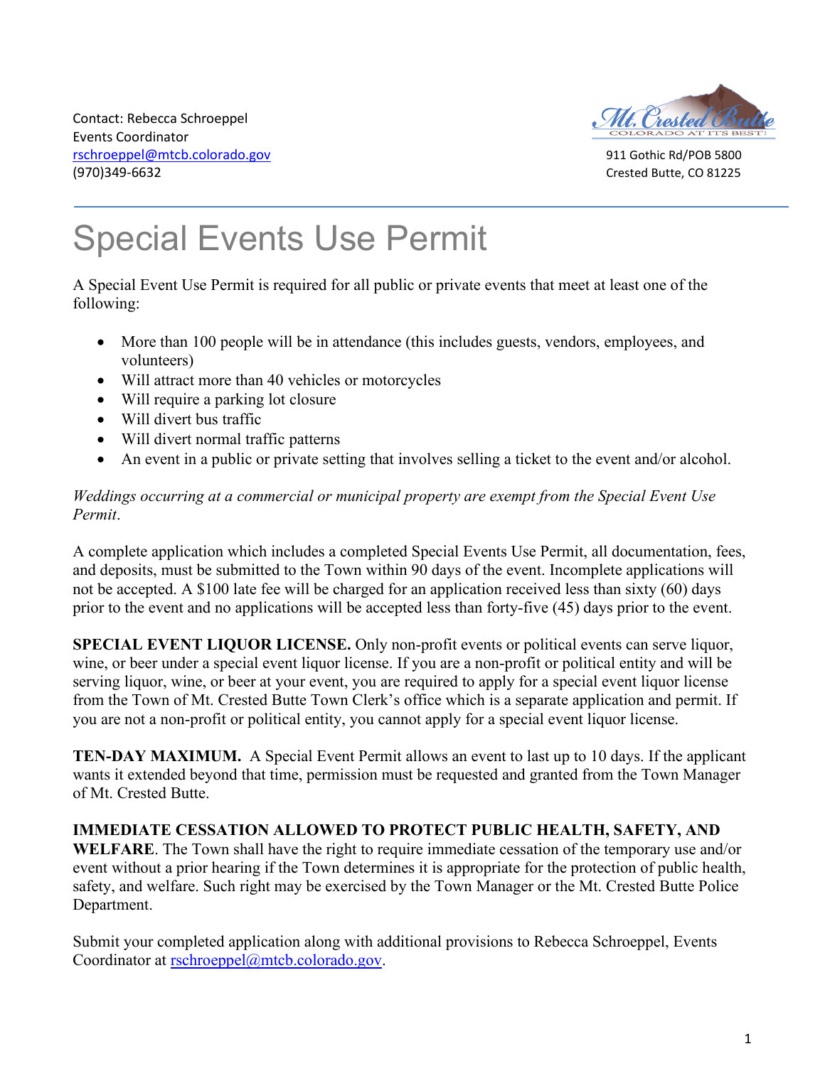Contact: Rebecca Schroeppel
Events Coordinator
rschroeppel@mtcb.colorado.gov
(970)349-6632

911 Gothic Rd/POB 5800
Crested Butte, CO 81225

# Special Events Use Permit

A Special Event Use Permit is required for all public or private events that meet at least one of the following:

- More than 100 people will be in attendance (this includes guests, vendors, employees, and volunteers)
- Will attract more than 40 vehicles or motorcycles
- Will require a parking lot closure
- Will divert bus traffic
- Will divert normal traffic patterns
- An event in a public or private setting that involves selling a ticket to the event and/or alcohol.

*Weddings occurring at a commercial or municipal property are exempt from the Special Event Use Permit*.

A complete application which includes a completed Special Events Use Permit, all documentation, fees, and deposits, must be submitted to the Town within 90 days of the event. Incomplete applications will not be accepted. A $100 late fee will be charged for an application received less than sixty (60) days prior to the event and no applications will be accepted less than forty-five (45) days prior to the event.

**SPECIAL EVENT LIQUOR LICENSE.** Only non-profit events or political events can serve liquor, wine, or beer under a special event liquor license. If you are a non-profit or political entity and will be serving liquor, wine, or beer at your event, you are required to apply for a special event liquor license from the Town of Mt. Crested Butte Town Clerk's office which is a separate application and permit. If you are not a non-profit or political entity, you cannot apply for a special event liquor license.

**TEN-DAY MAXIMUM.** A Special Event Permit allows an event to last up to 10 days. If the applicant wants it extended beyond that time, permission must be requested and granted from the Town Manager of Mt. Crested Butte.

**IMMEDIATE CESSATION ALLOWED TO PROTECT PUBLIC HEALTH, SAFETY, AND WELFARE**. The Town shall have the right to require immediate cessation of the temporary use and/or event without a prior hearing if the Town determines it is appropriate for the protection of public health, safety, and welfare. Such right may be exercised by the Town Manager or the Mt. Crested Butte Police Department.

Submit your completed application along with additional provisions to Rebecca Schroeppel, Events Coordinator at rschroeppel@mtcb.colorado.gov.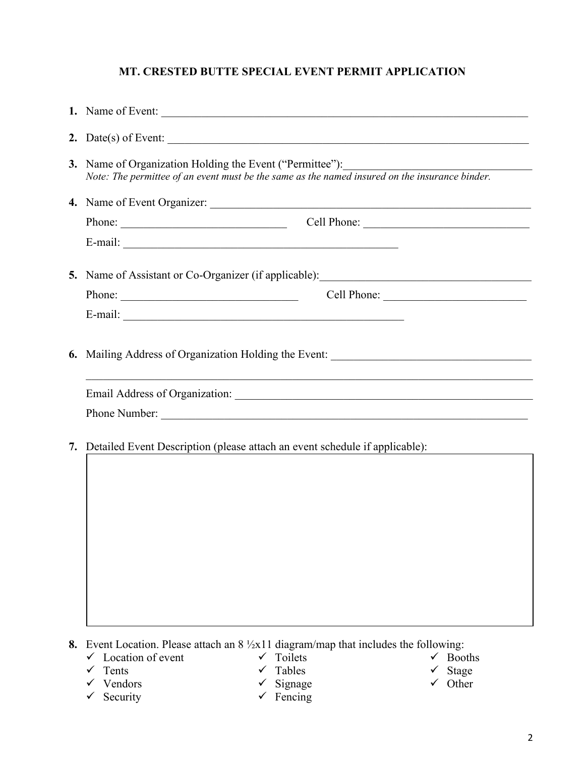# MT. CRESTED BUTTE SPECIAL EVENT PERMIT APPLICATION

1. **Name of Event:** ______________________________________________

2. **Date(s) of Event:** ______________________________________________

3. **Name of Organization Holding the Event ("Permittee"):** ______________________________
   *Note: The permittee of an event must be the same as the named insured on the insurance binder.*

4. **Name of Event Organizer:** ______________________________________________

   Phone: ____________________ Cell Phone: ____________________

   E-mail: ______________________________________________

5. **Name of Assistant or Co-Organizer (if applicable):** ______________________________

   Phone: ____________________ Cell Phone: ____________________

   E-mail: ______________________________________________

6. **Mailing Address of Organization Holding the Event:** ______________________________

   ______________________________________________

   Email Address of Organization: ______________________________________________

   Phone Number: ______________________________________________

7. **Detailed Event Description (please attach an event schedule if applicable):**

| |
|---|
| |

8. **Event Location.** Please attach an 8 ½x11 diagram/map that includes the following:
   - ✓ Location of event
   - ✓ Tents
   - ✓ Vendors
   - ✓ Security
   - ✓ Toilets
   - ✓ Tables
   - ✓ Signage
   - ✓ Fencing
   - ✓ Booths
   - ✓ Stage
   - ✓ Other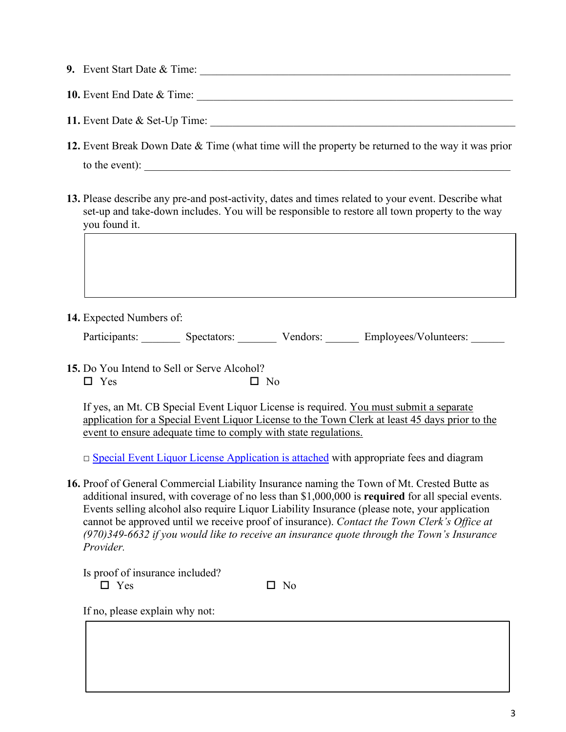9. Event Start Date & Time: ____________________________________________________________

10. Event End Date & Time: ____________________________________________________________

11. Event Date & Set-Up Time: __________________________________________________________

12. Event Break Down Date & Time (what time will the property be returned to the way it was prior to the event): ______________________________________________________________

13. Please describe any pre-and post-activity, dates and times related to your event. Describe what set-up and take-down includes. You will be responsible to restore all town property to the way you found it.

| |
|---|
| |

14. Expected Numbers of:

    Participants: _______ Spectators: _______ Vendors: ______ Employees/Volunteers: ______

15. Do You Intend to Sell or Serve Alcohol?
    ☐ Yes ☐ No

    If yes, an Mt. CB Special Event Liquor License is required. You must submit a separate application for a Special Event Liquor License to the Town Clerk at least 45 days prior to the event to ensure adequate time to comply with state regulations.

    ☐ Special Event Liquor License Application is attached with appropriate fees and diagram

16. Proof of General Commercial Liability Insurance naming the Town of Mt. Crested Butte as additional insured, with coverage of no less than $1,000,000 is **required** for all special events. Events selling alcohol also require Liquor Liability Insurance (please note, your application cannot be approved until we receive proof of insurance). *Contact the Town Clerk's Office at (970)349-6632 if you would like to receive an insurance quote through the Town's Insurance Provider.*

    Is proof of insurance included?
    ☐ Yes ☐ No

    If no, please explain why not:

| |
|---|
| |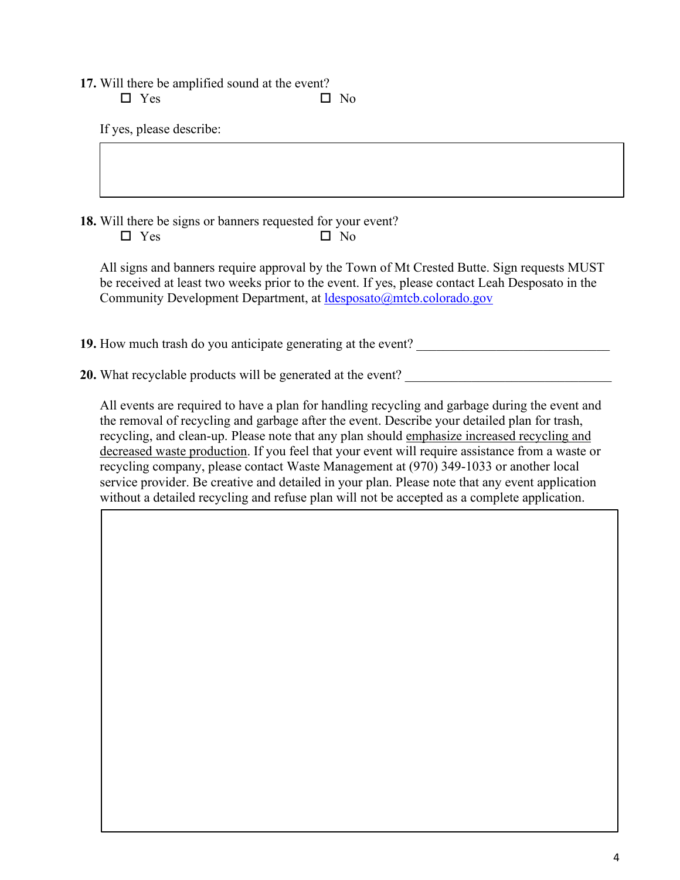**17.** Will there be amplified sound at the event?

☐ Yes ☐ No

If yes, please describe:

**18.** Will there be signs or banners requested for your event?

☐ Yes ☐ No

All signs and banners require approval by the Town of Mt Crested Butte. Sign requests MUST be received at least two weeks prior to the event. If yes, please contact Leah Desposato in the Community Development Department, at [ldesposato@mtcb.colorado.gov](mailto:ldesposato@mtcb.colorado.gov)

**19.** How much trash do you anticipate generating at the event? ______________________________

**20.** What recyclable products will be generated at the event? ________________________________

All events are required to have a plan for handling recycling and garbage during the event and the removal of recycling and garbage after the event. Describe your detailed plan for trash, recycling, and clean-up. Please note that any plan should <u>emphasize increased recycling and decreased waste production</u>. If you feel that your event will require assistance from a waste or recycling company, please contact Waste Management at (970) 349-1033 or another local service provider. Be creative and detailed in your plan. Please note that any event application without a detailed recycling and refuse plan will not be accepted as a complete application.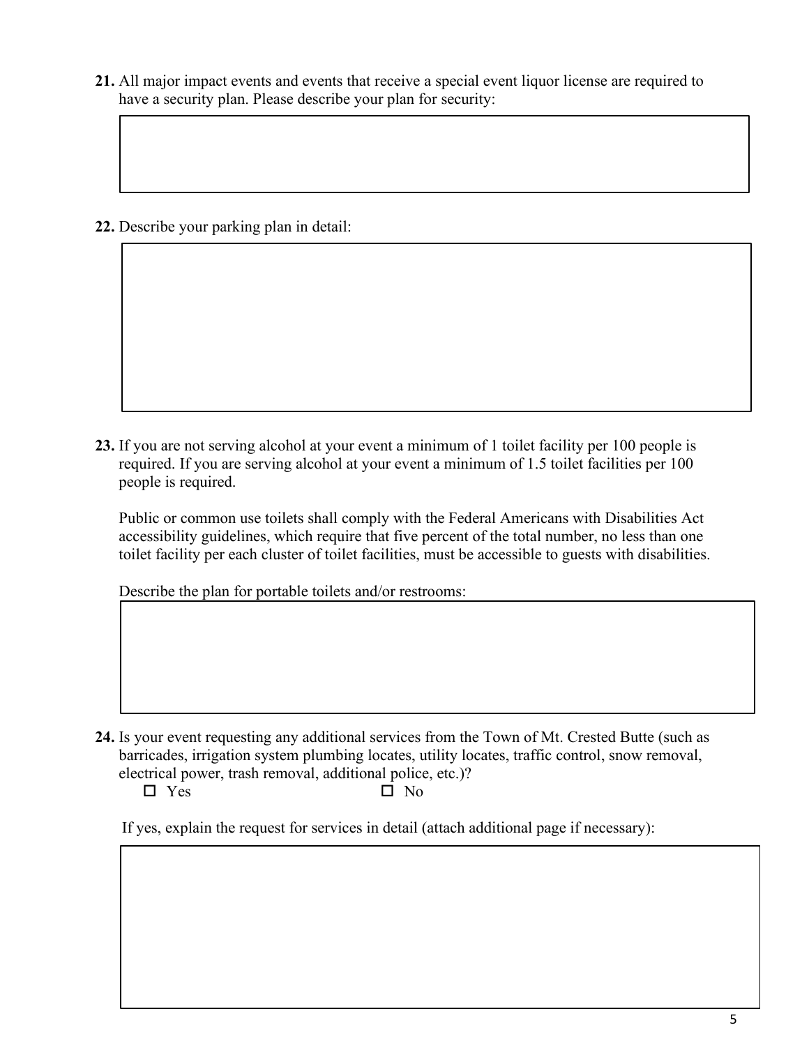**21.** All major impact events and events that receive a special event liquor license are required to have a security plan. Please describe your plan for security:

| |
|---|
| |

**22.** Describe your parking plan in detail:

| |
|---|
| |

**23.** If you are not serving alcohol at your event a minimum of 1 toilet facility per 100 people is required. If you are serving alcohol at your event a minimum of 1.5 toilet facilities per 100 people is required.

Public or common use toilets shall comply with the Federal Americans with Disabilities Act accessibility guidelines, which require that five percent of the total number, no less than one toilet facility per each cluster of toilet facilities, must be accessible to guests with disabilities.

Describe the plan for portable toilets and/or restrooms:

| |
|---|
| |

**24.** Is your event requesting any additional services from the Town of Mt. Crested Butte (such as barricades, irrigation system plumbing locates, utility locates, traffic control, snow removal, electrical power, trash removal, additional police, etc.)?

☐ Yes ☐ No

If yes, explain the request for services in detail (attach additional page if necessary):

| |
|---|
| |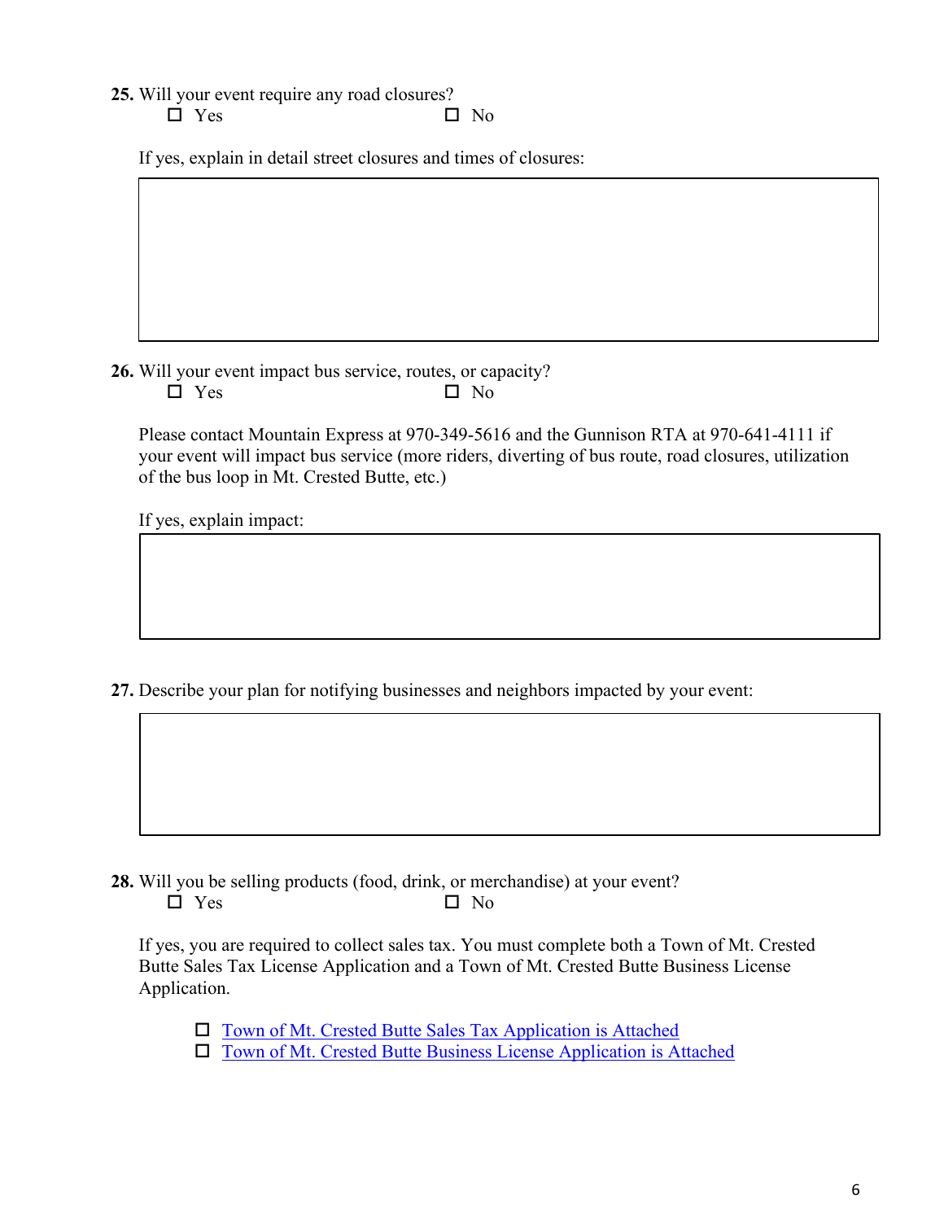**25.** Will your event require any road closures?

☐ Yes ☐ No

If yes, explain in detail street closures and times of closures:

| |
|---|
| |

**26.** Will your event impact bus service, routes, or capacity?

☐ Yes ☐ No

Please contact Mountain Express at 970-349-5616 and the Gunnison RTA at 970-641-4111 if your event will impact bus service (more riders, diverting of bus route, road closures, utilization of the bus loop in Mt. Crested Butte, etc.)

If yes, explain impact:

| |
|---|
| |

**27.** Describe your plan for notifying businesses and neighbors impacted by your event:

| |
|---|
| |

**28.** Will you be selling products (food, drink, or merchandise) at your event?

☐ Yes ☐ No

If yes, you are required to collect sales tax. You must complete both a Town of Mt. Crested Butte Sales Tax License Application and a Town of Mt. Crested Butte Business License Application.

- ☐ Town of Mt. Crested Butte Sales Tax Application is Attached
- ☐ Town of Mt. Crested Butte Business License Application is Attached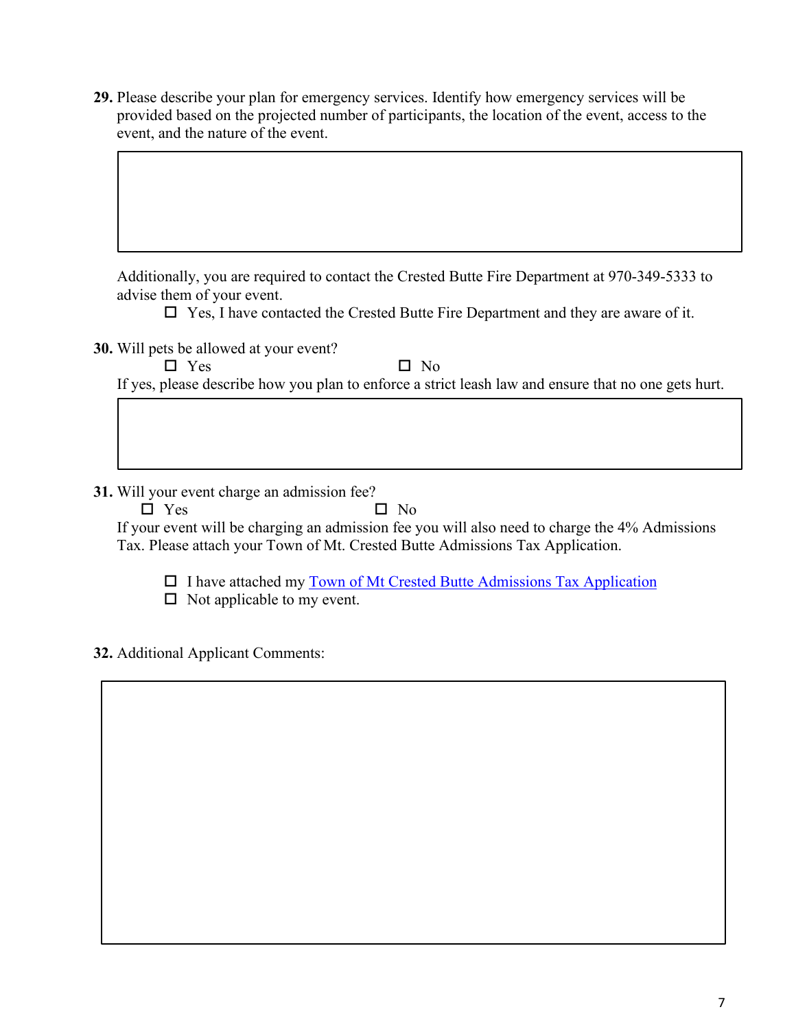**29.** Please describe your plan for emergency services. Identify how emergency services will be provided based on the projected number of participants, the location of the event, access to the event, and the nature of the event.

Additionally, you are required to contact the Crested Butte Fire Department at 970-349-5333 to advise them of your event.

- ☐ Yes, I have contacted the Crested Butte Fire Department and they are aware of it.

**30.** Will pets be allowed at your event?

☐ Yes ☐ No

If yes, please describe how you plan to enforce a strict leash law and ensure that no one gets hurt.

**31.** Will your event charge an admission fee?

☐ Yes ☐ No

If your event will be charging an admission fee you will also need to charge the 4% Admissions Tax. Please attach your Town of Mt. Crested Butte Admissions Tax Application.

- ☐ I have attached my Town of Mt Crested Butte Admissions Tax Application
- ☐ Not applicable to my event.

**32.** Additional Applicant Comments: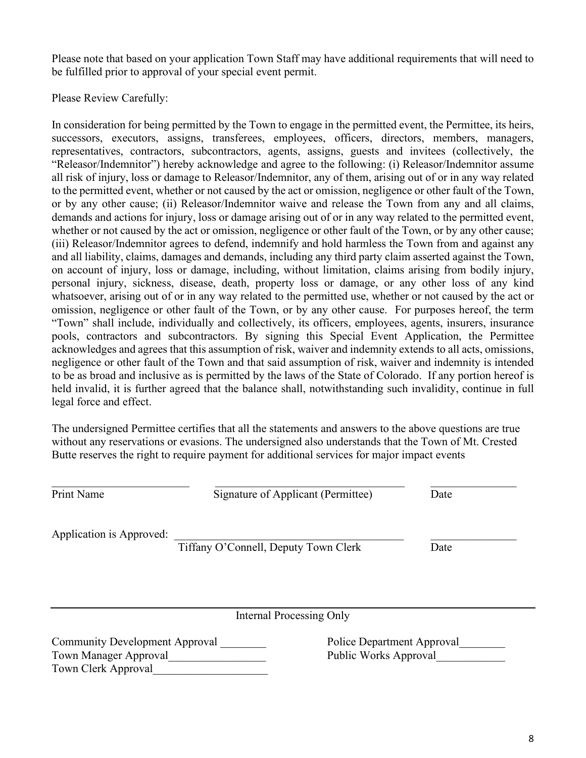Please note that based on your application Town Staff may have additional requirements that will need to be fulfilled prior to approval of your special event permit.

Please Review Carefully:

In consideration for being permitted by the Town to engage in the permitted event, the Permittee, its heirs, successors, executors, assigns, transferees, employees, officers, directors, members, managers, representatives, contractors, subcontractors, agents, assigns, guests and invitees (collectively, the "Releasor/Indemnitor") hereby acknowledge and agree to the following: (i) Releasor/Indemnitor assume all risk of injury, loss or damage to Releasor/Indemnitor, any of them, arising out of or in any way related to the permitted event, whether or not caused by the act or omission, negligence or other fault of the Town, or by any other cause; (ii) Releasor/Indemnitor waive and release the Town from any and all claims, demands and actions for injury, loss or damage arising out of or in any way related to the permitted event, whether or not caused by the act or omission, negligence or other fault of the Town, or by any other cause; (iii) Releasor/Indemnitor agrees to defend, indemnify and hold harmless the Town from and against any and all liability, claims, damages and demands, including any third party claim asserted against the Town, on account of injury, loss or damage, including, without limitation, claims arising from bodily injury, personal injury, sickness, disease, death, property loss or damage, or any other loss of any kind whatsoever, arising out of or in any way related to the permitted use, whether or not caused by the act or omission, negligence or other fault of the Town, or by any other cause. For purposes hereof, the term "Town" shall include, individually and collectively, its officers, employees, agents, insurers, insurance pools, contractors and subcontractors. By signing this Special Event Application, the Permittee acknowledges and agrees that this assumption of risk, waiver and indemnity extends to all acts, omissions, negligence or other fault of the Town and that said assumption of risk, waiver and indemnity is intended to be as broad and inclusive as is permitted by the laws of the State of Colorado. If any portion hereof is held invalid, it is further agreed that the balance shall, notwithstanding such invalidity, continue in full legal force and effect.

The undersigned Permittee certifies that all the statements and answers to the above questions are true without any reservations or evasions. The undersigned also understands that the Town of Mt. Crested Butte reserves the right to require payment for additional services for major impact events

\_\_\_\_\_\_\_\_\_\_\_\_\_\_\_\_\_\_\_\_\_\_\_\_ \_\_\_\_\_\_\_\_\_\_\_\_\_\_\_\_\_\_\_\_\_\_\_\_\_\_\_\_\_\_\_\_\_\_ \_\_\_\_\_\_\_\_\_\_\_\_\_\_\_

Print Name Signature of Applicant (Permittee) Date

Application is Approved: \_\_\_\_\_\_\_\_\_\_\_\_\_\_\_\_\_\_\_\_\_\_\_\_\_\_\_\_\_\_\_\_\_\_\_\_\_\_\_\_ \_\_\_\_\_\_\_\_\_\_\_\_\_\_\_

Tiffany O'Connell, Deputy Town Clerk Date

---

Internal Processing Only

Community Development Approval \_\_\_\_\_\_\_\_

Town Manager Approval\_\_\_\_\_\_\_\_\_\_\_\_\_\_\_\_\_

Town Clerk Approval\_\_\_\_\_\_\_\_\_\_\_\_\_\_\_\_\_\_\_\_

Police Department Approval\_\_\_\_\_\_\_\_

Public Works Approval\_\_\_\_\_\_\_\_\_\_\_\_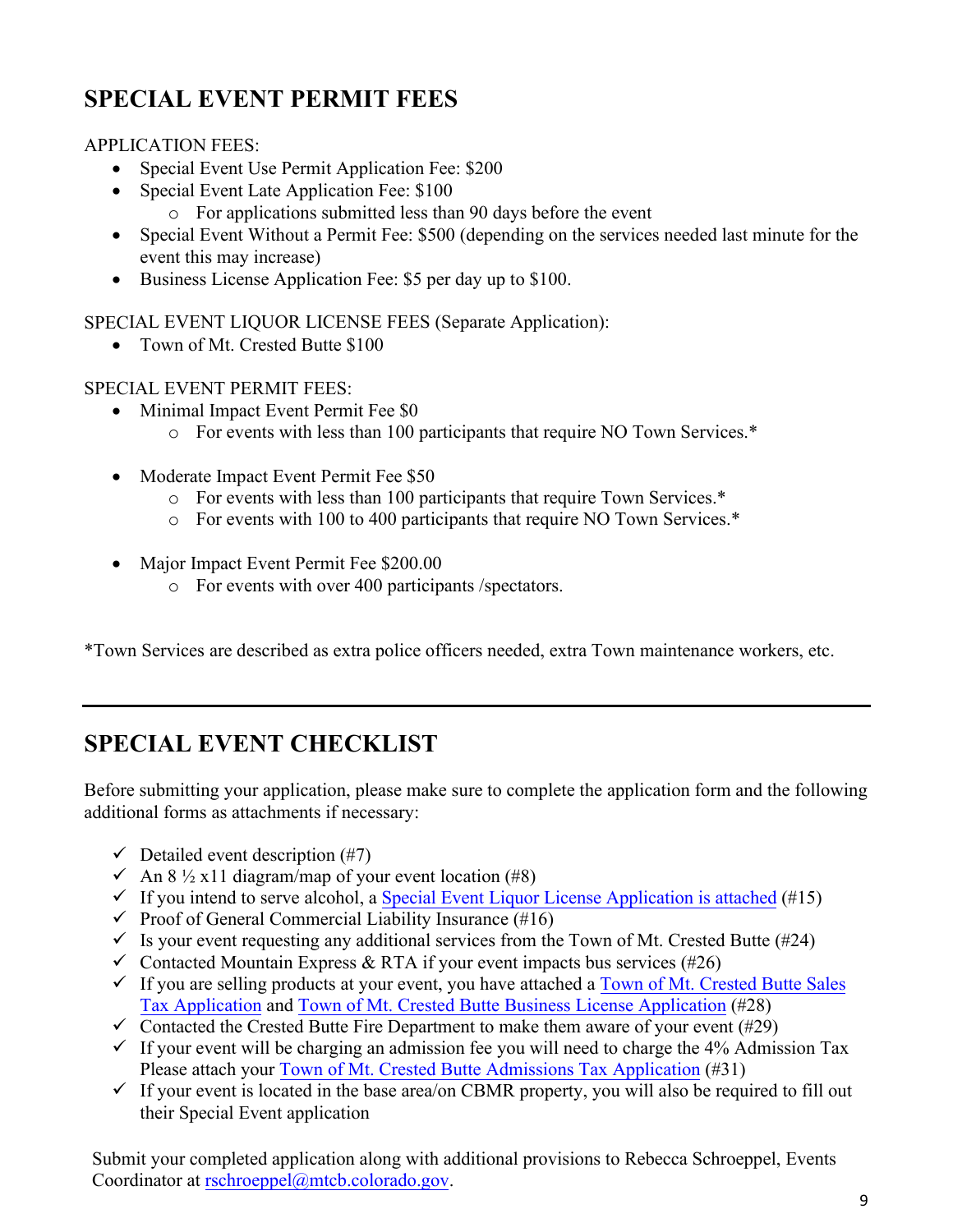## SPECIAL EVENT PERMIT FEES

APPLICATION FEES:

- Special Event Use Permit Application Fee: $200
- Special Event Late Application Fee: $100
  - For applications submitted less than 90 days before the event
- Special Event Without a Permit Fee: $500 (depending on the services needed last minute for the event this may increase)
- Business License Application Fee: $5 per day up to $100.

SPECIAL EVENT LIQUOR LICENSE FEES (Separate Application):

- Town of Mt. Crested Butte $100

SPECIAL EVENT PERMIT FEES:

- Minimal Impact Event Permit Fee $0
  - For events with less than 100 participants that require NO Town Services.*
- Moderate Impact Event Permit Fee $50
  - For events with less than 100 participants that require Town Services.*
  - For events with 100 to 400 participants that require NO Town Services.*
- Major Impact Event Permit Fee $200.00
  - For events with over 400 participants /spectators.

*Town Services are described as extra police officers needed, extra Town maintenance workers, etc.

---

## SPECIAL EVENT CHECKLIST

Before submitting your application, please make sure to complete the application form and the following additional forms as attachments if necessary:

- ✓ Detailed event description (#7)
- ✓ An 8 ½ x11 diagram/map of your event location (#8)
- ✓ If you intend to serve alcohol, a Special Event Liquor License Application is attached (#15)
- ✓ Proof of General Commercial Liability Insurance (#16)
- ✓ Is your event requesting any additional services from the Town of Mt. Crested Butte (#24)
- ✓ Contacted Mountain Express & RTA if your event impacts bus services (#26)
- ✓ If you are selling products at your event, you have attached a Town of Mt. Crested Butte Sales Tax Application and Town of Mt. Crested Butte Business License Application (#28)
- ✓ Contacted the Crested Butte Fire Department to make them aware of your event (#29)
- ✓ If your event will be charging an admission fee you will need to charge the 4% Admission Tax Please attach your Town of Mt. Crested Butte Admissions Tax Application (#31)
- ✓ If your event is located in the base area/on CBMR property, you will also be required to fill out their Special Event application

Submit your completed application along with additional provisions to Rebecca Schroeppel, Events Coordinator at rschroeppel@mtcb.colorado.gov.